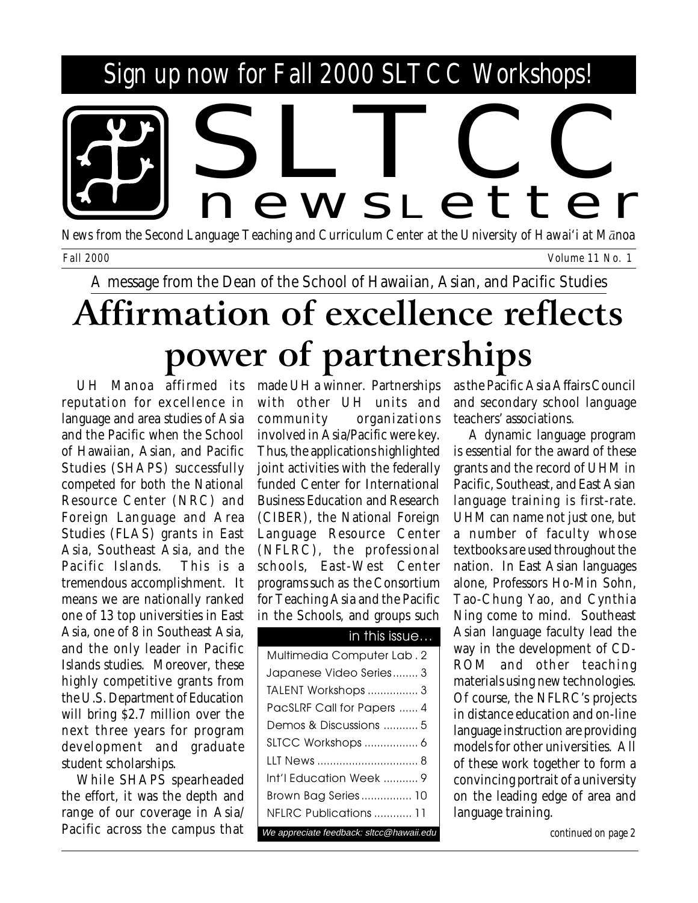Sign up now for Fall 2000 SLTCC Workshops!

# SLTCC newsletter

*News from the Second Language Teaching and Curriculum Center at the University of Hawai'i at Mānoa*

Fall 2000 — Volume 11 No. 1

A message from the Dean of the School of Hawaiian, Asian, and Pacific Studies

# Affirmation of excellence reflects power of partnerships

UH Manoa affirmed its reputation for excellence in language and area studies of Asia and the Pacific when the School of Hawaiian, Asian, and Pacific Studies (SHAPS) successfully competed for both the National Resource Center (NRC) and Foreign Language and Area Studies (FLAS) grants in East Asia, Southeast Asia, and the Pacific Islands. This is a tremendous accomplishment. It means we are nationally ranked one of 13 top universities in East Asia, one of 8 in Southeast Asia, and the only leader in Pacific Islands studies. Moreover, these highly competitive grants from the U.S. Department of Education will bring $2.7 million over the next three years for program development and graduate student scholarships.

While SHAPS spearheaded the effort, it was the depth and range of our coverage in Asia/Pacific across the campus that made UH a winner. Partnerships with other UH units and community organizations involved in Asia/Pacific were key. Thus, the applications highlighted joint activities with the federally funded Center for International Business Education and Research (CIBER), the National Foreign Language Resource Center (NFLRC), the professional schools, East-West Center programs such as the Consortium for Teaching Asia and the Pacific in the Schools, and groups such as the Pacific Asia Affairs Council and secondary school language teachers' associations.

A dynamic language program is essential for the award of these grants and the record of UHM in Pacific, Southeast, and East Asian language training is first-rate. UHM can name not just one, but a number of faculty whose textbooks are used throughout the nation. In East Asian languages alone, Professors Ho-Min Sohn, Tao-Chung Yao, and Cynthia Ning come to mind. Southeast Asian language faculty lead the way in the development of CD-ROM and other teaching materials using new technologies. Of course, the NFLRC's projects in distance education and on-line language instruction are providing models for other universities. All of these work together to form a convincing portrait of a university on the leading edge of area and language training.

*continued on page 2*

**in this issue…**

- Multimedia Computer Lab . 2
- Japanese Video Series ........ 3
- TALENT Workshops ................ 3
- PacSLRF Call for Papers ...... 4
- Demos & Discussions ........... 5
- SLTCC Workshops ................. 6
- LLT News ................................ 8
- Int'l Education Week ........... 9
- Brown Bag Series ................ 10
- NFLRC Publications ............ 11

*We appreciate feedback: sltcc@hawaii.edu*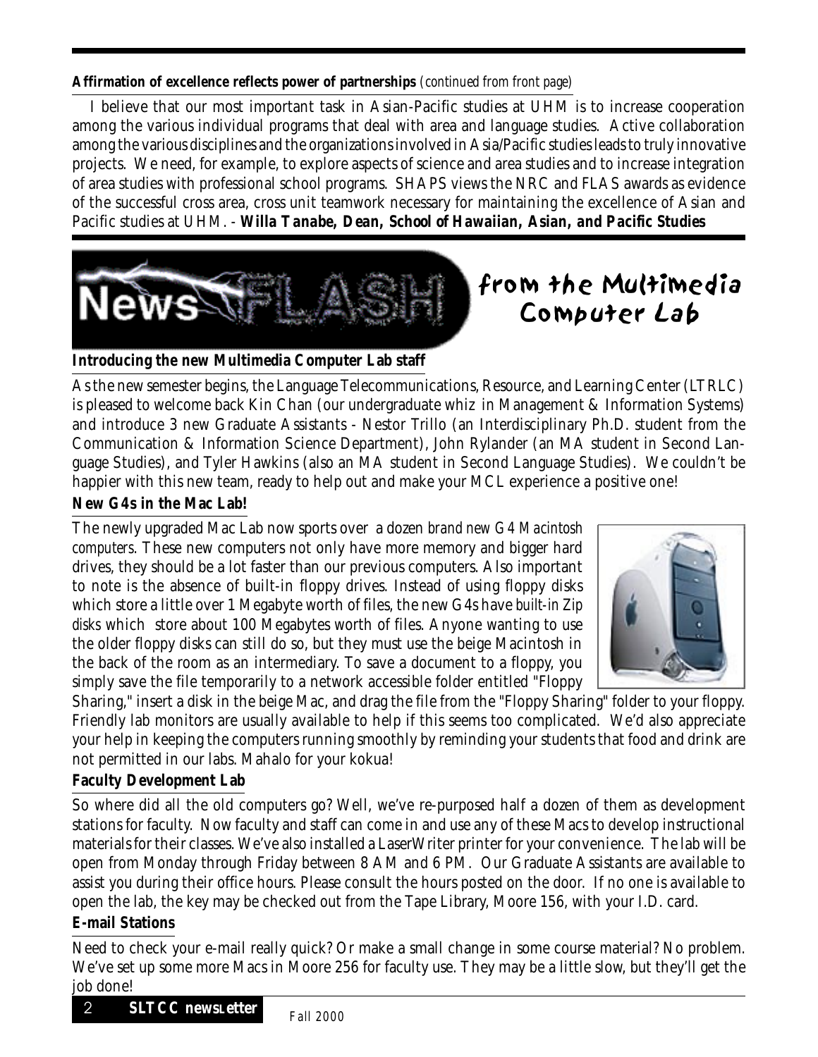**Affirmation of excellence reflects power of partnerships** *(continued from front page)*

I believe that our most important task in Asian-Pacific studies at UHM is to increase cooperation among the various individual programs that deal with area and language studies. Active collaboration among the various disciplines and the organizations involved in Asia/Pacific studies leads to truly innovative projects. We need, for example, to explore aspects of science and area studies and to increase integration of area studies with professional school programs. SHAPS views the NRC and FLAS awards as evidence of the successful cross area, cross unit teamwork necessary for maintaining the excellence of Asian and Pacific studies at UHM. - ***Willa Tanabe, Dean, School of Hawaiian, Asian, and Pacific Studies***

# News FLASH from the Multimedia Computer Lab

### Introducing the new Multimedia Computer Lab staff

As the new semester begins, the Language Telecommunications, Resource, and Learning Center (LTRLC) is pleased to welcome back Kin Chan (our undergraduate whiz in Management & Information Systems) and introduce 3 new Graduate Assistants - Nestor Trillo (an Interdisciplinary Ph.D. student from the Communication & Information Science Department), John Rylander (an MA student in Second Language Studies), and Tyler Hawkins (also an MA student in Second Language Studies). We couldn't be happier with this new team, ready to help out and make your MCL experience a positive one!

### New G4s in the Mac Lab!

The newly upgraded Mac Lab now sports over a dozen *brand new G4 Macintosh computers*. These new computers not only have more memory and bigger hard drives, they should be a lot faster than our previous computers. Also important to note is the absence of built-in floppy drives. Instead of using floppy disks which store a little over 1 Megabyte worth of files, the new G4s have *built-in Zip disks* which store about 100 Megabytes worth of files. Anyone wanting to use the older floppy disks can still do so, but they must use the beige Macintosh in the back of the room as an intermediary. To save a document to a floppy, you simply save the file temporarily to a network accessible folder entitled "Floppy Sharing," insert a disk in the beige Mac, and drag the file from the "Floppy Sharing" folder to your floppy. Friendly lab monitors are usually available to help if this seems too complicated. We'd also appreciate your help in keeping the computers running smoothly by reminding your students that food and drink are not permitted in our labs. Mahalo for your kokua!

### Faculty Development Lab

So where did all the old computers go? Well, we've re-purposed half a dozen of them as development stations for faculty. Now faculty and staff can come in and use any of these Macs to develop instructional materials for their classes. We've also installed a LaserWriter printer for your convenience. The lab will be open from Monday through Friday between 8 AM and 6 PM. Our Graduate Assistants are available to assist you during their office hours. Please consult the hours posted on the door. If no one is available to open the lab, the key may be checked out from the Tape Library, Moore 156, with your I.D. card.

### E-mail Stations

Need to check your e-mail really quick? Or make a small change in some course material? No problem. We've set up some more Macs in Moore 256 for faculty use. They may be a little slow, but they'll get the job done!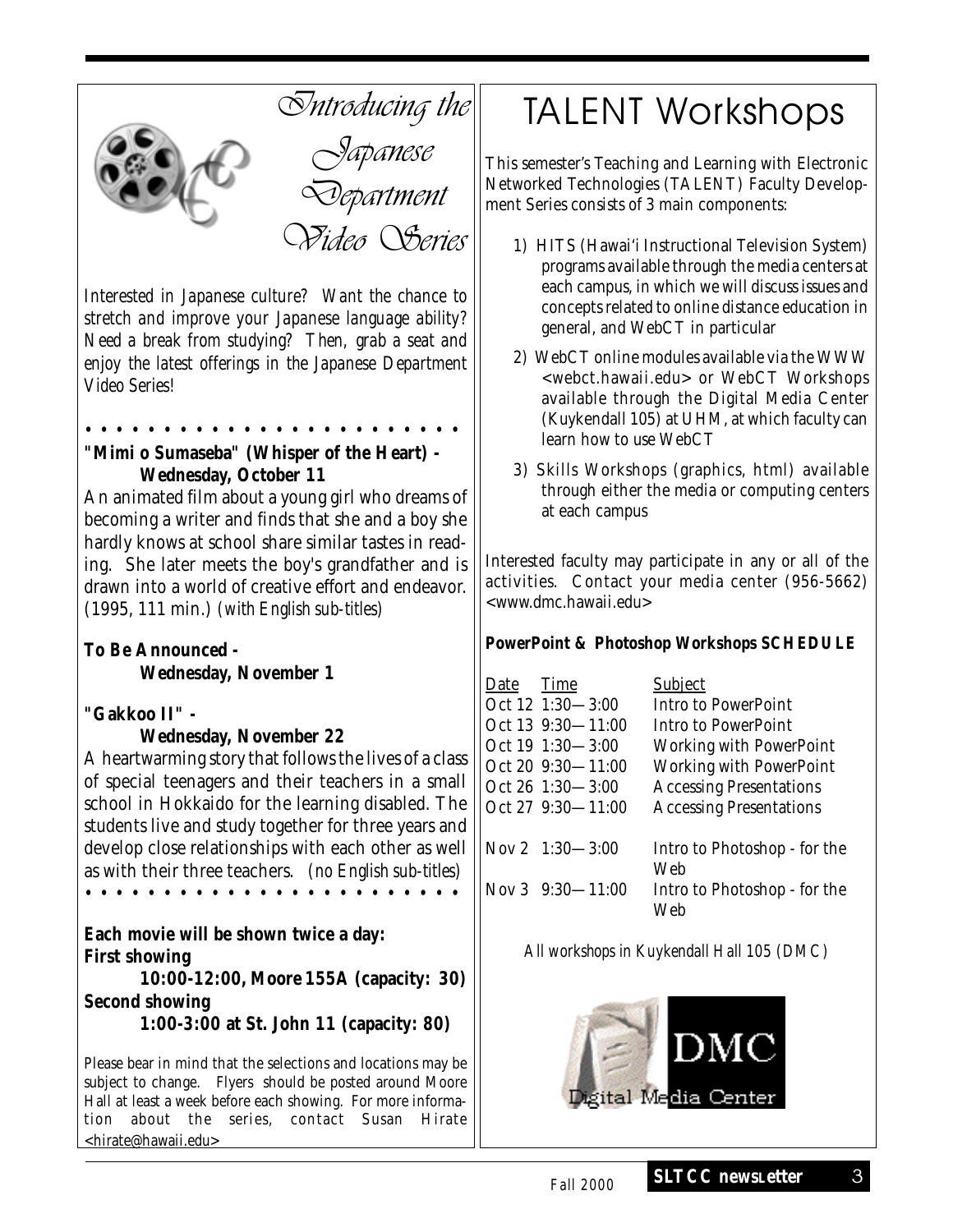# Introducing the Japanese Department Video Series

*Interested in Japanese culture? Want the chance to stretch and improve your Japanese language ability? Need a break from studying? Then, grab a seat and enjoy the latest offerings in the Japanese Department Video Series!*

**"Mimi o Sumaseba" (Whisper of the Heart) - Wednesday, October 11**

An animated film about a young girl who dreams of becoming a writer and finds that she and a boy she hardly knows at school share similar tastes in reading. She later meets the boy's grandfather and is drawn into a world of creative effort and endeavor. (1995, 111 min.) *(with English sub-titles)*

**To Be Announced - Wednesday, November 1**

**"Gakkoo II" - Wednesday, November 22**

A heartwarming story that follows the lives of a class of special teenagers and their teachers in a small school in Hokkaido for the learning disabled. The students live and study together for three years and develop close relationships with each other as well as with their three teachers. *(no English sub-titles)*

**Each movie will be shown twice a day:**
**First showing**
**10:00-12:00, Moore 155A (capacity: 30)**
**Second showing**
**1:00-3:00 at St. John 11 (capacity: 80)**

Please bear in mind that the selections and locations may be subject to change. Flyers should be posted around Moore Hall at least a week before each showing. For more information about the series, contact Susan Hirate <hirate@hawaii.edu>

# TALENT Workshops

This semester's Teaching and Learning with Electronic Networked Technologies (TALENT) Faculty Development Series consists of 3 main components:

1) HITS (Hawai'i Instructional Television System) programs available through the media centers at each campus, in which we will discuss issues and concepts related to online distance education in general, and WebCT in particular
2) WebCT online modules available via the WWW <webct.hawaii.edu> or WebCT Workshops available through the Digital Media Center (Kuykendall 105) at UHM, at which faculty can learn how to use WebCT
3) Skills Workshops (graphics, html) available through either the media or computing centers at each campus

Interested faculty may participate in any or all of the activities. Contact your media center (956-5662) <www.dmc.hawaii.edu>

**PowerPoint & Photoshop Workshops SCHEDULE**

| Date | Time | Subject |
|---|---|---|
| Oct 12 | 1:30—3:00 | Intro to PowerPoint |
| Oct 13 | 9:30—11:00 | Intro to PowerPoint |
| Oct 19 | 1:30—3:00 | Working with PowerPoint |
| Oct 20 | 9:30—11:00 | Working with PowerPoint |
| Oct 26 | 1:30—3:00 | Accessing Presentations |
| Oct 27 | 9:30—11:00 | Accessing Presentations |
| Nov 2 | 1:30—3:00 | Intro to Photoshop - for the Web |
| Nov 3 | 9:30—11:00 | Intro to Photoshop - for the Web |

*All workshops in Kuykendall Hall 105 (DMC)*

DMC Digital Media Center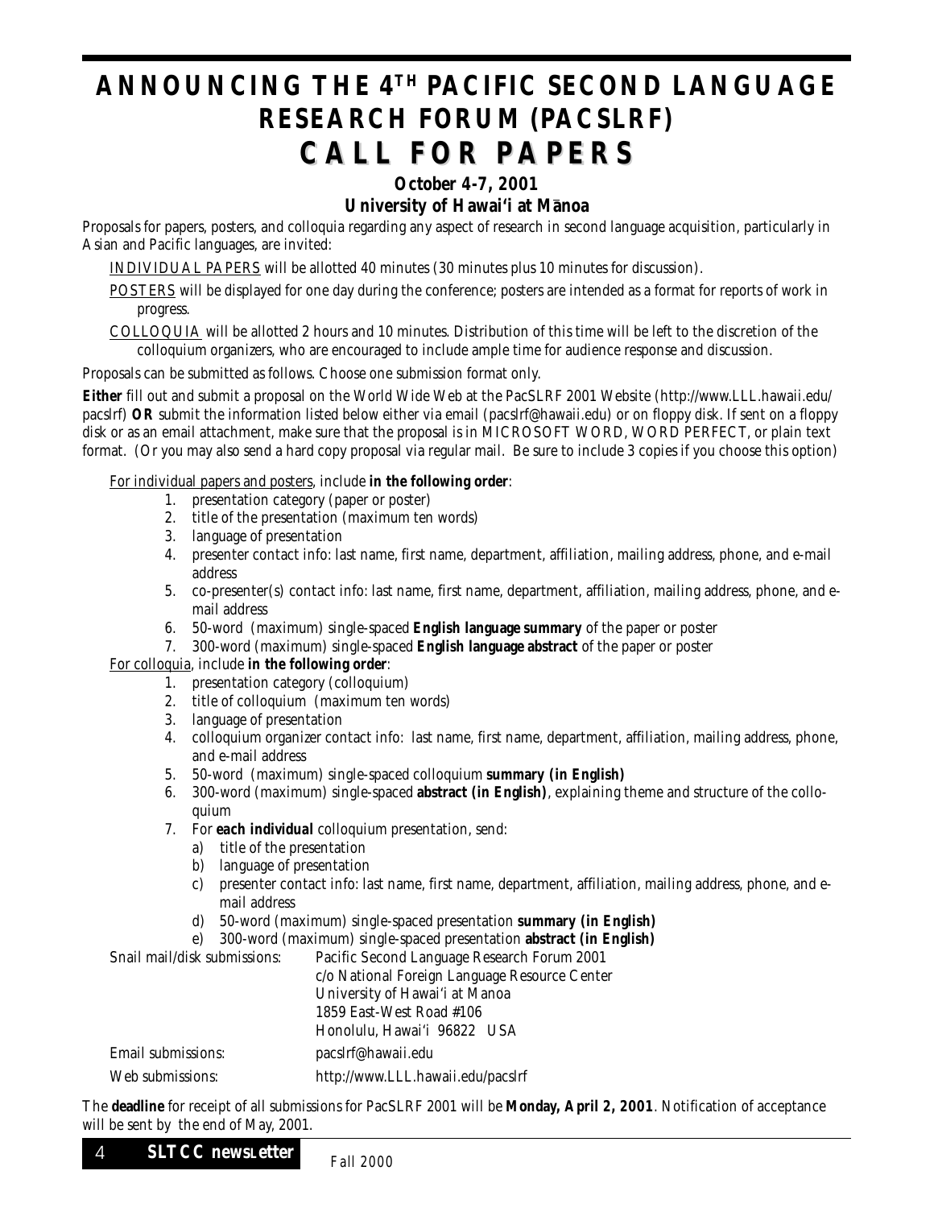# ANNOUNCING THE 4TH PACIFIC SECOND LANGUAGE RESEARCH FORUM (PACSLRF)

# CALL FOR PAPERS

**October 4-7, 2001**

**University of Hawai'i at Mānoa**

Proposals for papers, posters, and colloquia regarding any aspect of research in second language acquisition, particularly in Asian and Pacific languages, are invited:

INDIVIDUAL PAPERS will be allotted 40 minutes (30 minutes plus 10 minutes for discussion).

POSTERS will be displayed for one day during the conference; posters are intended as a format for reports of work in progress.

COLLOQUIA will be allotted 2 hours and 10 minutes. Distribution of this time will be left to the discretion of the colloquium organizers, who are encouraged to include ample time for audience response and discussion.

Proposals can be submitted as follows. Choose one submission format only.

**Either** fill out and submit a proposal on the World Wide Web at the PacSLRF 2001 Website (http://www.LLL.hawaii.edu/pacslrf) **OR** submit the information listed below either via email (pacslrf@hawaii.edu) or on floppy disk. If sent on a floppy disk or as an email attachment, make sure that the proposal is in MICROSOFT WORD, WORD PERFECT, or plain text format. (Or you may also send a hard copy proposal via regular mail. Be sure to include 3 copies if you choose this option)

For individual papers and posters, include **in the following order**:

1. presentation category (paper or poster)
2. title of the presentation (maximum ten words)
3. language of presentation
4. presenter contact info: last name, first name, department, affiliation, mailing address, phone, and e-mail address
5. co-presenter(s) contact info: last name, first name, department, affiliation, mailing address, phone, and e-mail address
6. 50-word (maximum) single-spaced **English language summary** of the paper or poster
7. 300-word (maximum) single-spaced **English language abstract** of the paper or poster

For colloquia, include **in the following order**:

1. presentation category (colloquium)
2. title of colloquium (maximum ten words)
3. language of presentation
4. colloquium organizer contact info: last name, first name, department, affiliation, mailing address, phone, and e-mail address
5. 50-word (maximum) single-spaced colloquium **summary (in English)**
6. 300-word (maximum) single-spaced **abstract (in English)**, explaining theme and structure of the colloquium
7. For **each individual** colloquium presentation, send:
   a) title of the presentation
   b) language of presentation
   c) presenter contact info: last name, first name, department, affiliation, mailing address, phone, and e-mail address
   d) 50-word (maximum) single-spaced presentation **summary (in English)**
   e) 300-word (maximum) single-spaced presentation **abstract (in English)**

Snail mail/disk submissions:
Pacific Second Language Research Forum 2001
c/o National Foreign Language Resource Center
University of Hawai'i at Manoa
1859 East-West Road #106
Honolulu, Hawai'i 96822 USA

Email submissions: pacslrf@hawaii.edu

Web submissions: http://www.LLL.hawaii.edu/pacslrf

The **deadline** for receipt of all submissions for PacSLRF 2001 will be **Monday, April 2, 2001**. Notification of acceptance will be sent by the end of May, 2001.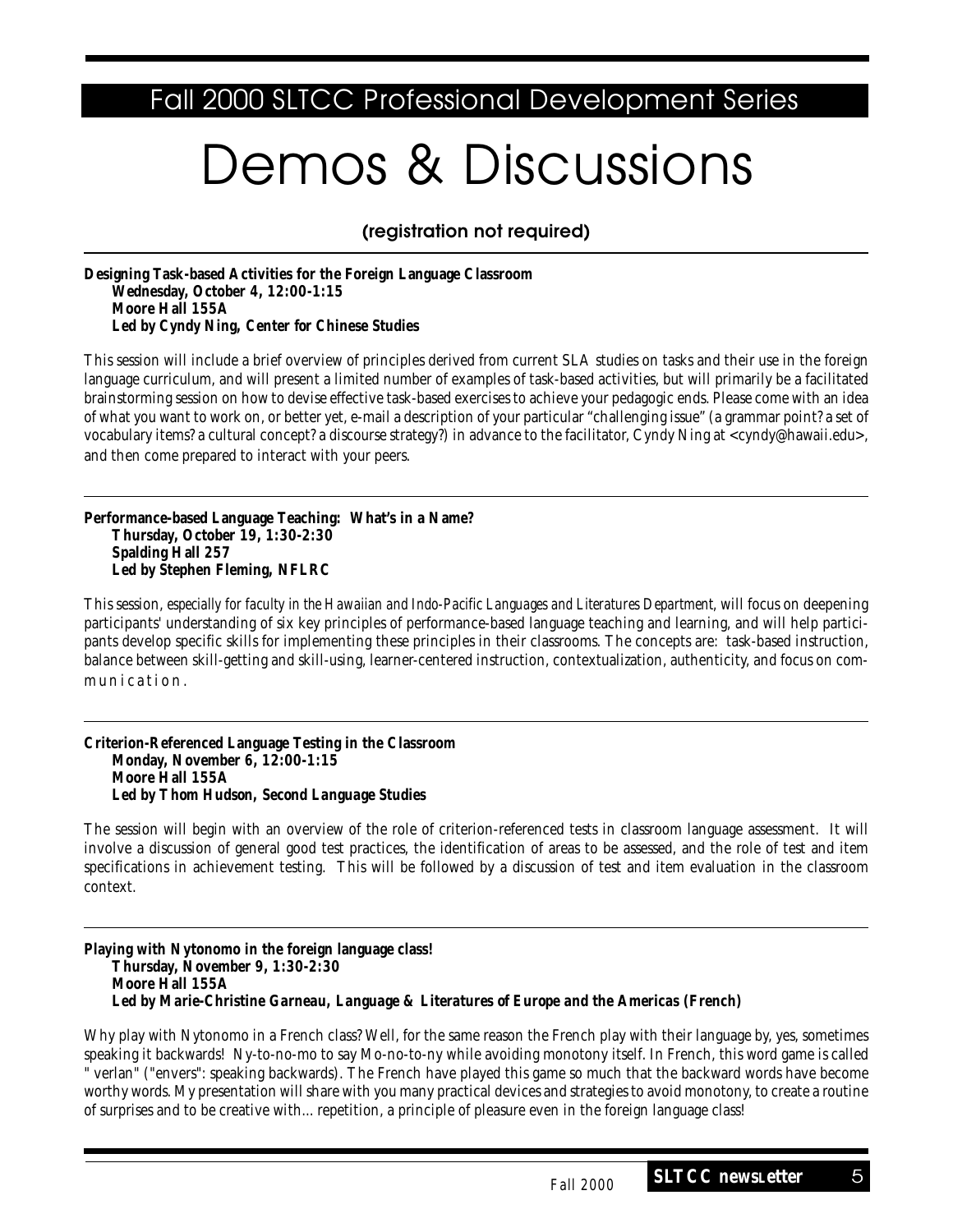## Fall 2000 SLTCC Professional Development Series

# Demos & Discussions

**(registration not required)**

---

**Designing Task-based Activities for the Foreign Language Classroom**
**Wednesday, October 4, 12:00-1:15**
**Moore Hall 155A**
**Led by Cyndy Ning, Center for Chinese Studies**

This session will include a brief overview of principles derived from current SLA studies on tasks and their use in the foreign language curriculum, and will present a limited number of examples of task-based activities, but will primarily be a facilitated brainstorming session on how to devise effective task-based exercises to achieve your pedagogic ends. Please come with an idea of what you want to work on, or better yet, e-mail a description of your particular "challenging issue" (a grammar point? a set of vocabulary items? a cultural concept? a discourse strategy?) in advance to the facilitator, Cyndy Ning at <cyndy@hawaii.edu>, and then come prepared to interact with your peers.

---

**Performance-based Language Teaching: What's in a Name?**
**Thursday, October 19, 1:30-2:30**
**Spalding Hall 257**
**Led by Stephen Fleming, NFLRC**

This session, *especially for faculty in the Hawaiian and Indo-Pacific Languages and Literatures Department*, will focus on deepening participants' understanding of six key principles of performance-based language teaching and learning, and will help participants develop specific skills for implementing these principles in their classrooms. The concepts are: task-based instruction, balance between skill-getting and skill-using, learner-centered instruction, contextualization, authenticity, and focus on communication.

---

**Criterion-Referenced Language Testing in the Classroom**
**Monday, November 6, 12:00-1:15**
**Moore Hall 155A**
**Led by Thom Hudson, Second Language Studies**

The session will begin with an overview of the role of criterion-referenced tests in classroom language assessment. It will involve a discussion of general good test practices, the identification of areas to be assessed, and the role of test and item specifications in achievement testing. This will be followed by a discussion of test and item evaluation in the classroom context.

---

**Playing with Nytonomo in the foreign language class!**
**Thursday, November 9, 1:30-2:30**
**Moore Hall 155A**
**Led by Marie-Christine Garneau, Language & Literatures of Europe and the Americas (French)**

Why play with Nytonomo in a French class? Well, for the same reason the French play with their language by, yes, sometimes speaking it backwards! Ny-to-no-mo to say Mo-no-to-ny while avoiding monotony itself. In French, this word game is called "verlan" ("envers": speaking backwards). The French have played this game so much that the backward words have become worthy words. My presentation will share with you many practical devices and strategies to avoid monotony, to create a routine of surprises and to be creative with... repetition, a principle of pleasure even in the foreign language class!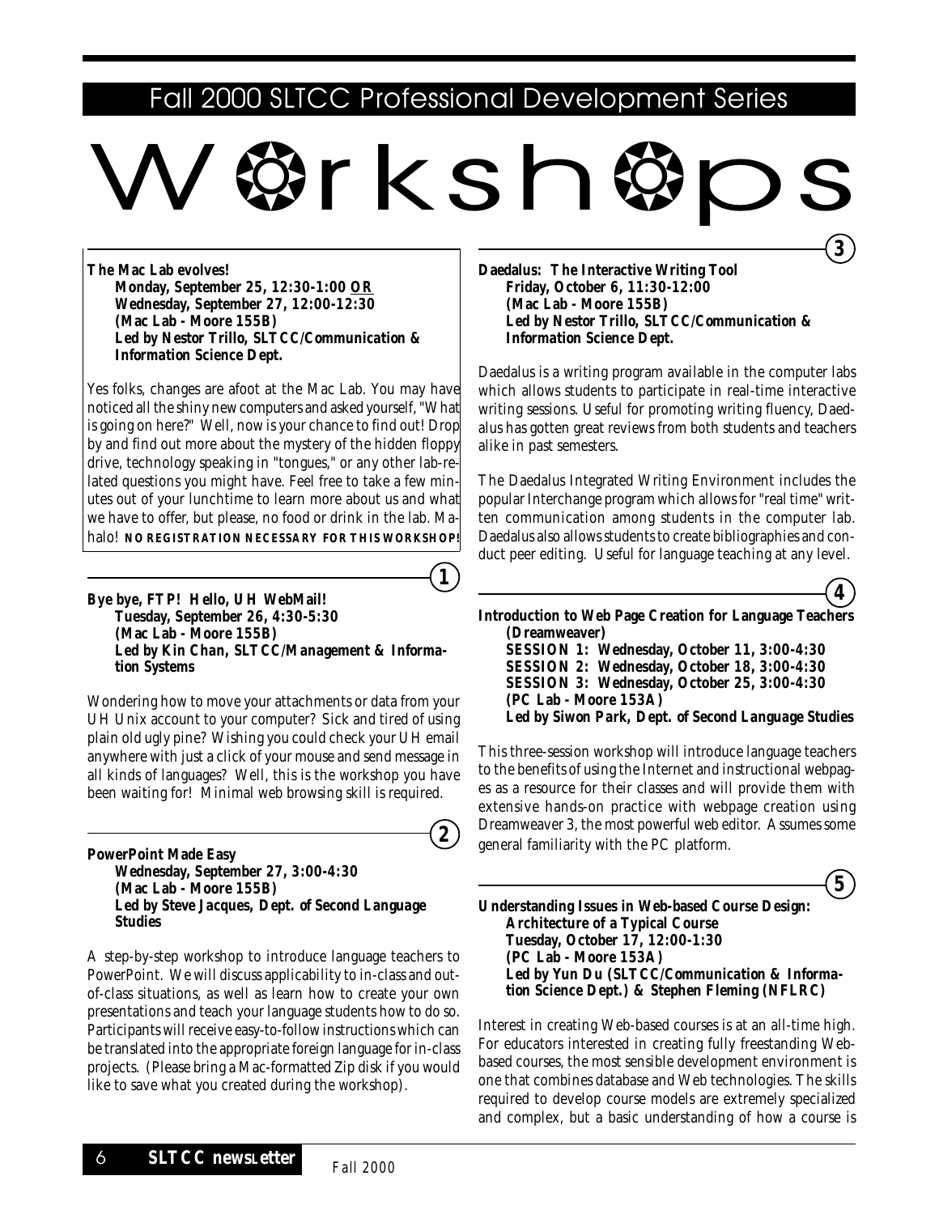# Fall 2000 SLTCC Professional Development Series

# Workshops

**The Mac Lab evolves!**
***Monday, September 25, 12:30-1:00 OR***
***Wednesday, September 27, 12:00-12:30***
***(Mac Lab - Moore 155B)***
***Led by Nestor Trillo, SLTCC/Communication & Information Science Dept.***

Yes folks, changes are afoot at the Mac Lab. You may have noticed all the shiny new computers and asked yourself, "What is going on here?" Well, now is your chance to find out! Drop by and find out more about the mystery of the hidden floppy drive, technology speaking in "tongues," or any other lab-related questions you might have. Feel free to take a few minutes out of your lunchtime to learn more about us and what we have to offer, but please, no food or drink in the lab. Mahalo! **NO REGISTRATION NECESSARY FOR THIS WORKSHOP!**

## 1

**Bye bye, FTP! Hello, UH WebMail!**
***Tuesday, September 26, 4:30-5:30***
***(Mac Lab - Moore 155B)***
***Led by Kin Chan, SLTCC/Management & Information Systems***

Wondering how to move your attachments or data from your UH Unix account to your computer? Sick and tired of using plain old ugly pine? Wishing you could check your UH email anywhere with just a click of your mouse and send message in all kinds of languages? Well, this is the workshop you have been waiting for! Minimal web browsing skill is required.

## 2

**PowerPoint Made Easy**
***Wednesday, September 27, 3:00-4:30***
***(Mac Lab - Moore 155B)***
***Led by Steve Jacques, Dept. of Second Language Studies***

A step-by-step workshop to introduce language teachers to PowerPoint. We will discuss applicability to in-class and out-of-class situations, as well as learn how to create your own presentations and teach your language students how to do so. Participants will receive easy-to-follow instructions which can be translated into the appropriate foreign language for in-class projects. (Please bring a Mac-formatted Zip disk if you would like to save what you created during the workshop).

## 3

**Daedalus: The Interactive Writing Tool**
***Friday, October 6, 11:30-12:00***
***(Mac Lab - Moore 155B)***
***Led by Nestor Trillo, SLTCC/Communication & Information Science Dept.***

Daedalus is a writing program available in the computer labs which allows students to participate in real-time interactive writing sessions. Useful for promoting writing fluency, Daedalus has gotten great reviews from both students and teachers alike in past semesters.

The Daedalus Integrated Writing Environment includes the popular Interchange program which allows for "real time" written communication among students in the computer lab. Daedalus also allows students to create bibliographies and conduct peer editing. Useful for language teaching at any level.

## 4

**Introduction to Web Page Creation for Language Teachers (Dreamweaver)**
***SESSION 1: Wednesday, October 11, 3:00-4:30***
***SESSION 2: Wednesday, October 18, 3:00-4:30***
***SESSION 3: Wednesday, October 25, 3:00-4:30***
***(PC Lab - Moore 153A)***
***Led by Siwon Park, Dept. of Second Language Studies***

This three-session workshop will introduce language teachers to the benefits of using the Internet and instructional webpages as a resource for their classes and will provide them with extensive hands-on practice with webpage creation using Dreamweaver 3, the most powerful web editor. Assumes some general familiarity with the PC platform.

## 5

**Understanding Issues in Web-based Course Design: Architecture of a Typical Course**
***Tuesday, October 17, 12:00-1:30***
***(PC Lab - Moore 153A)***
***Led by Yun Du (SLTCC/Communication & Information Science Dept.) & Stephen Fleming (NFLRC)***

Interest in creating Web-based courses is at an all-time high. For educators interested in creating fully freestanding Web-based courses, the most sensible development environment is one that combines database and Web technologies. The skills required to develop course models are extremely specialized and complex, but a basic understanding of how a course is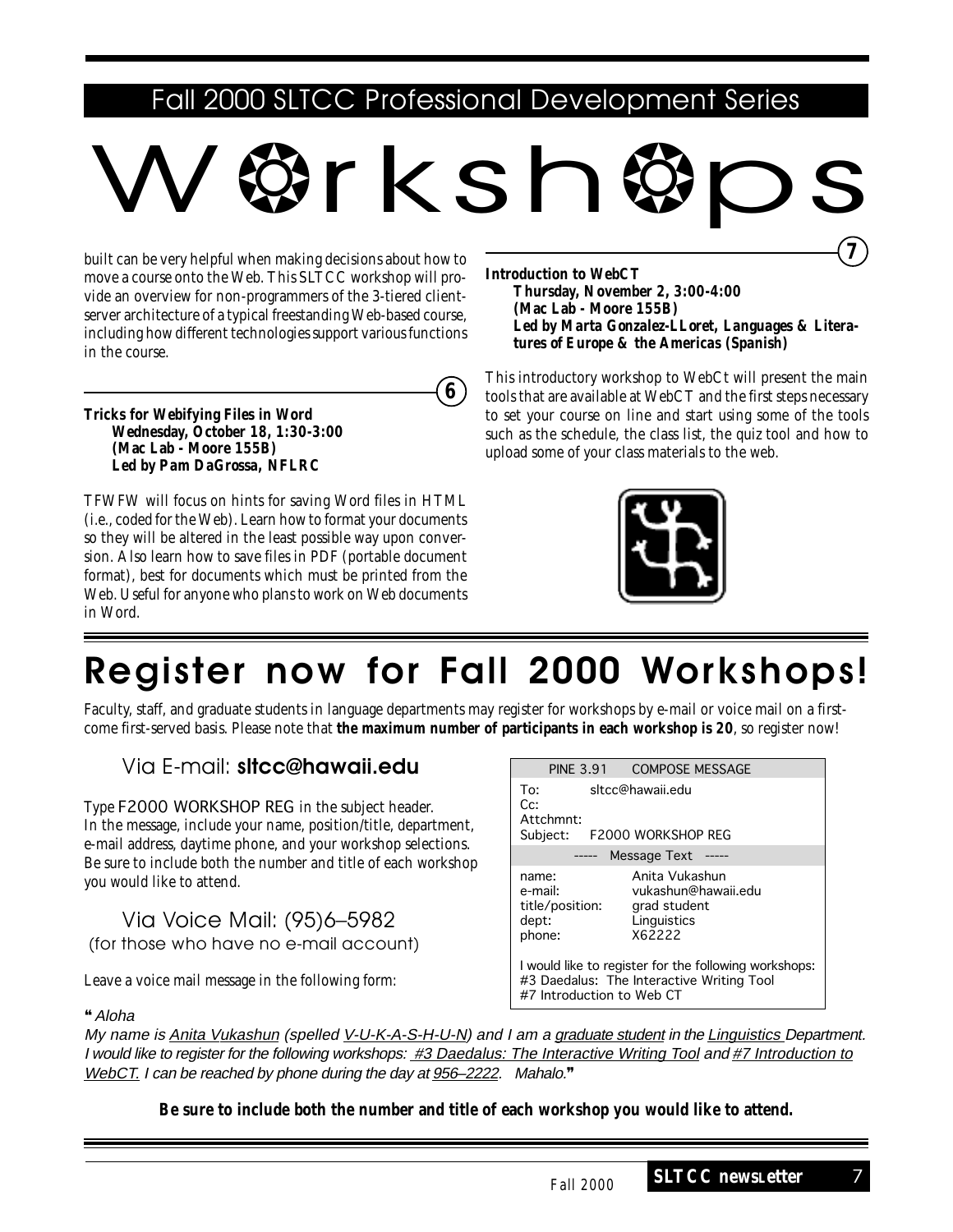# Fall 2000 SLTCC Professional Development Series

# Workshops

built can be very helpful when making decisions about how to move a course onto the Web. This SLTCC workshop will provide an overview for non-programmers of the 3-tiered client-server architecture of a typical freestanding Web-based course, including how different technologies support various functions in the course.

### 6

**Tricks for Webifying Files in Word**
**Wednesday, October 18, 1:30-3:00**
**(Mac Lab - Moore 155B)**
**Led by Pam DaGrossa, NFLRC**

TFWFW will focus on hints for saving Word files in HTML (i.e., coded for the Web). Learn how to format your documents so they will be altered in the least possible way upon conversion. Also learn how to save files in PDF (portable document format), best for documents which must be printed from the Web. Useful for anyone who plans to work on Web documents in Word.

### 7

**Introduction to WebCT**
**Thursday, November 2, 3:00-4:00**
**(Mac Lab - Moore 155B)**
**Led by Marta Gonzalez-LLoret, Languages & Literatures of Europe & the Americas (Spanish)**

This introductory workshop to WebCt will present the main tools that are available at WebCT and the first steps necessary to set your course on line and start using some of the tools such as the schedule, the class list, the quiz tool and how to upload some of your class materials to the web.

## Register now for Fall 2000 Workshops!

Faculty, staff, and graduate students in language departments may register for workshops by e-mail or voice mail on a first-come first-served basis. Please note that **the maximum number of participants in each workshop is 20**, so register now!

### Via E-mail: **sltcc@hawaii.edu**

Type F2000 WORKSHOP REG in the subject header.
In the message, include your name, position/title, department, e-mail address, daytime phone, and your workshop selections. Be sure to include both the number and title of each workshop you would like to attend.

```
PINE 3.91     COMPOSE MESSAGE
To:        sltcc@hawaii.edu
Cc:
Attchmnt:
Subject:   F2000 WORKSHOP REG
----- Message Text -----
name:            Anita Vukashun
e-mail:          vukashun@hawaii.edu
title/position:  grad student
dept:            Linguistics
phone:           X62222

I would like to register for the following workshops:
#3 Daedalus: The Interactive Writing Tool
#7 Introduction to Web CT
```

### Via Voice Mail: (95)6–5982
(for those who have no e-mail account)

Leave a voice mail message in the following form:

*"Aloha*
*My name is Anita Vukashun (spelled V-U-K-A-S-H-U-N) and I am a graduate student in the Linguistics Department. I would like to register for the following workshops: #3 Daedalus: The Interactive Writing Tool and #7 Introduction to WebCT. I can be reached by phone during the day at 956–2222. Mahalo."*

**Be sure to include both the number and title of each workshop you would like to attend.**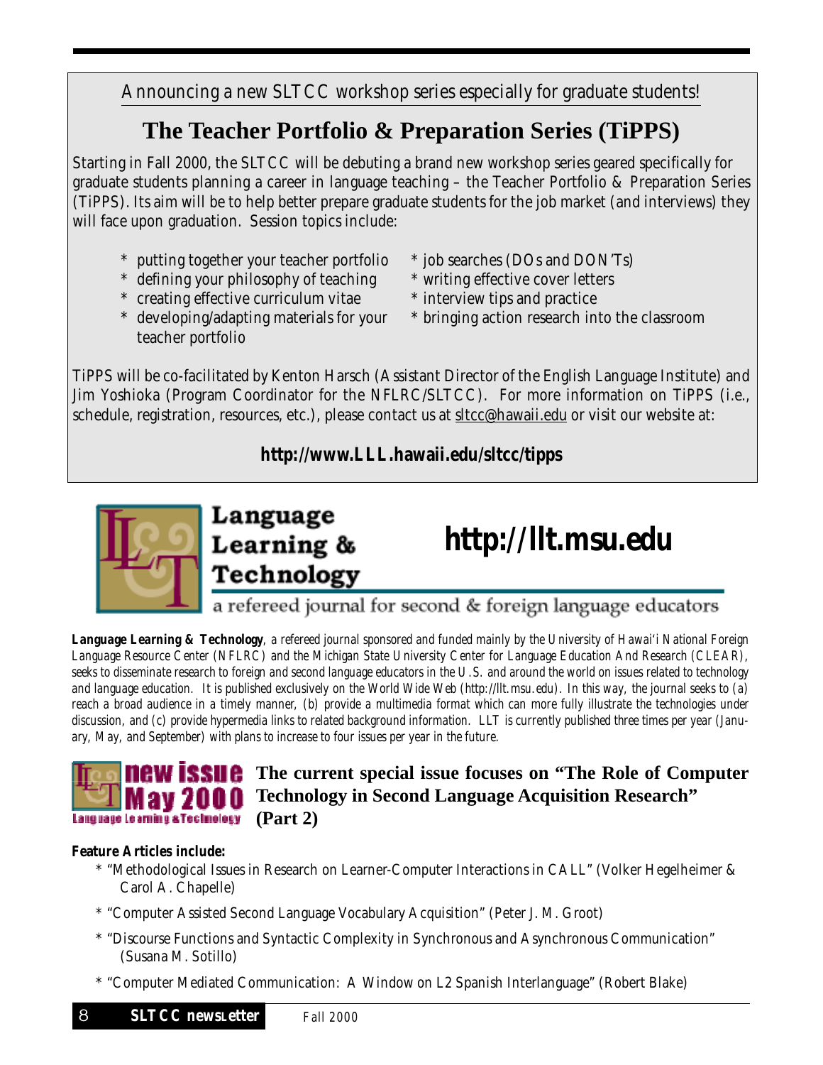Announcing a new SLTCC workshop series especially for graduate students!

## The Teacher Portfolio & Preparation Series (TiPPS)

Starting in Fall 2000, the SLTCC will be debuting a brand new workshop series geared specifically for graduate students planning a career in language teaching – the Teacher Portfolio & Preparation Series (TiPPS). Its aim will be to help better prepare graduate students for the job market (and interviews) they will face upon graduation. Session topics include:

* putting together your teacher portfolio
* defining your philosophy of teaching
* creating effective curriculum vitae
* developing/adapting materials for your teacher portfolio
* job searches (DOs and DON'Ts)
* writing effective cover letters
* interview tips and practice
* bringing action research into the classroom

TiPPS will be co-facilitated by Kenton Harsch (Assistant Director of the English Language Institute) and Jim Yoshioka (Program Coordinator for the NFLRC/SLTCC). For more information on TiPPS (i.e., schedule, registration, resources, etc.), please contact us at sltcc@hawaii.edu or visit our website at:

**http://www.LLL.hawaii.edu/sltcc/tipps**

## Language Learning & Technology

## http://llt.msu.edu

a refereed journal for second & foreign language educators

*__Language Learning & Technology__, a refereed journal sponsored and funded mainly by the University of Hawai'i National Foreign Language Resource Center (NFLRC) and the Michigan State University Center for Language Education And Research (CLEAR), seeks to disseminate research to foreign and second language educators in the U.S. and around the world on issues related to technology and language education. It is published exclusively on the World Wide Web (http://llt.msu.edu). In this way, the journal seeks to (a) reach a broad audience in a timely manner, (b) provide a multimedia format which can more fully illustrate the technologies under discussion, and (c) provide hypermedia links to related background information. LLT is currently published three times per year (January, May, and September) with plans to increase to four issues per year in the future.*

**new issue May 2000** Language Learning & Technology

### The current special issue focuses on "The Role of Computer Technology in Second Language Acquisition Research" (Part 2)

**Feature Articles include:**

* "Methodological Issues in Research on Learner-Computer Interactions in CALL" (Volker Hegelheimer & Carol A. Chapelle)
* "Computer Assisted Second Language Vocabulary Acquisition" (Peter J. M. Groot)
* "Discourse Functions and Syntactic Complexity in Synchronous and Asynchronous Communication" (Susana M. Sotillo)
* "Computer Mediated Communication: A Window on L2 Spanish Interlanguage" (Robert Blake)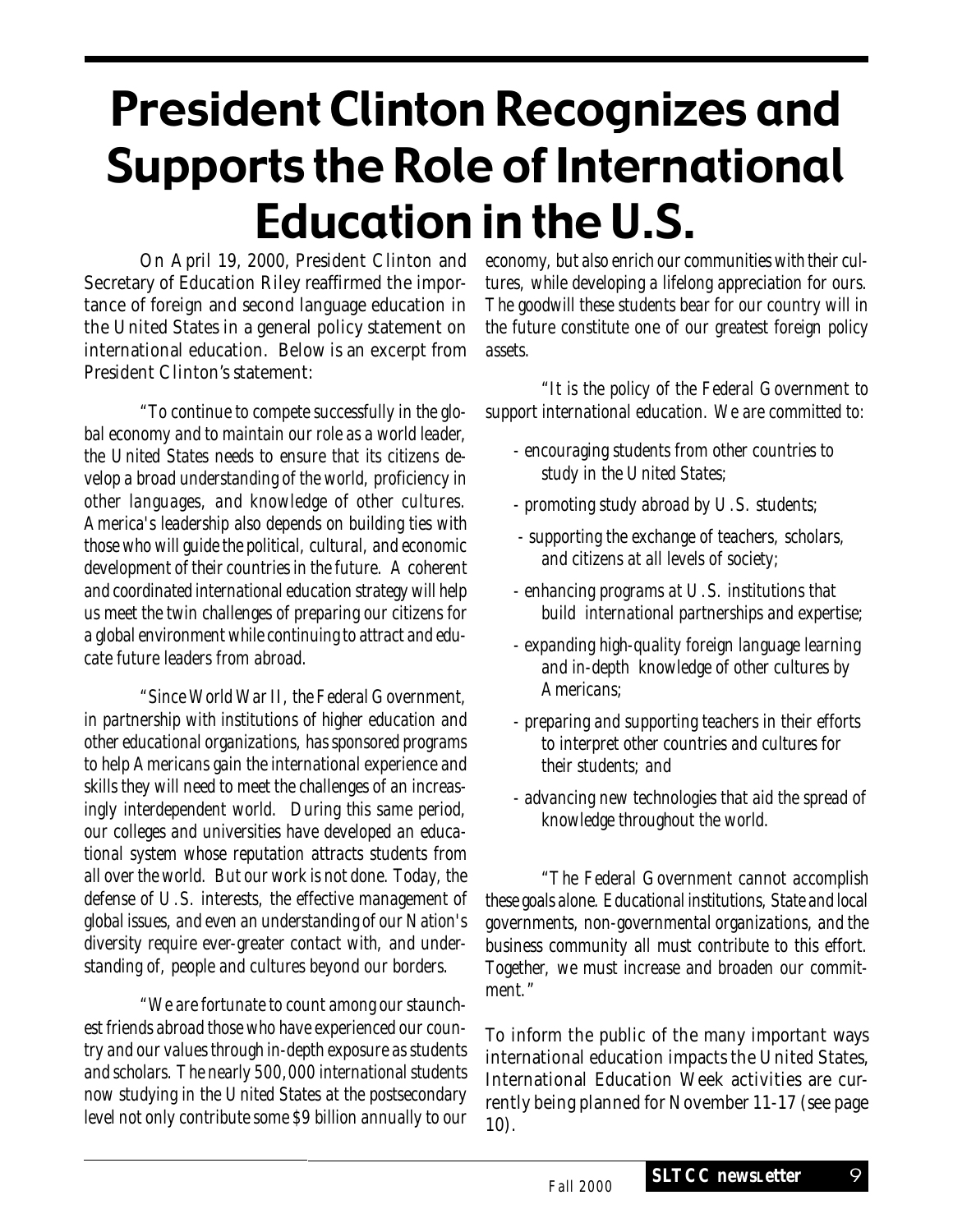# President Clinton Recognizes and Supports the Role of International Education in the U.S.

On April 19, 2000, President Clinton and Secretary of Education Riley reaffirmed the importance of foreign and second language education in the United States in a general policy statement on international education. Below is an excerpt from President Clinton's statement:

*"To continue to compete successfully in the global economy and to maintain our role as a world leader, the United States needs to ensure that its citizens develop a broad understanding of the world, proficiency in other languages, and knowledge of other cultures. America's leadership also depends on building ties with those who will guide the political, cultural, and economic development of their countries in the future. A coherent and coordinated international education strategy will help us meet the twin challenges of preparing our citizens for a global environment while continuing to attract and educate future leaders from abroad.*

*"Since World War II, the Federal Government, in partnership with institutions of higher education and other educational organizations, has sponsored programs to help Americans gain the international experience and skills they will need to meet the challenges of an increasingly interdependent world. During this same period, our colleges and universities have developed an educational system whose reputation attracts students from all over the world. But our work is not done. Today, the defense of U.S. interests, the effective management of global issues, and even an understanding of our Nation's diversity require ever-greater contact with, and understanding of, people and cultures beyond our borders.*

*"We are fortunate to count among our staunchest friends abroad those who have experienced our country and our values through in-depth exposure as students and scholars. The nearly 500,000 international students now studying in the United States at the postsecondary level not only contribute some $9 billion annually to our economy, but also enrich our communities with their cultures, while developing a lifelong appreciation for ours. The goodwill these students bear for our country will in the future constitute one of our greatest foreign policy assets.*

*"It is the policy of the Federal Government to support international education. We are committed to:*

- *encouraging students from other countries to study in the United States;*
- *promoting study abroad by U.S. students;*
- *supporting the exchange of teachers, scholars, and citizens at all levels of society;*
- *enhancing programs at U.S. institutions that build international partnerships and expertise;*
- *expanding high-quality foreign language learning and in-depth knowledge of other cultures by Americans;*
- *preparing and supporting teachers in their efforts to interpret other countries and cultures for their students; and*
- *advancing new technologies that aid the spread of knowledge throughout the world.*

*"The Federal Government cannot accomplish these goals alone. Educational institutions, State and local governments, non-governmental organizations, and the business community all must contribute to this effort. Together, we must increase and broaden our commitment."*

To inform the public of the many important ways international education impacts the United States, International Education Week activities are currently being planned for November 11-17 (see page 10).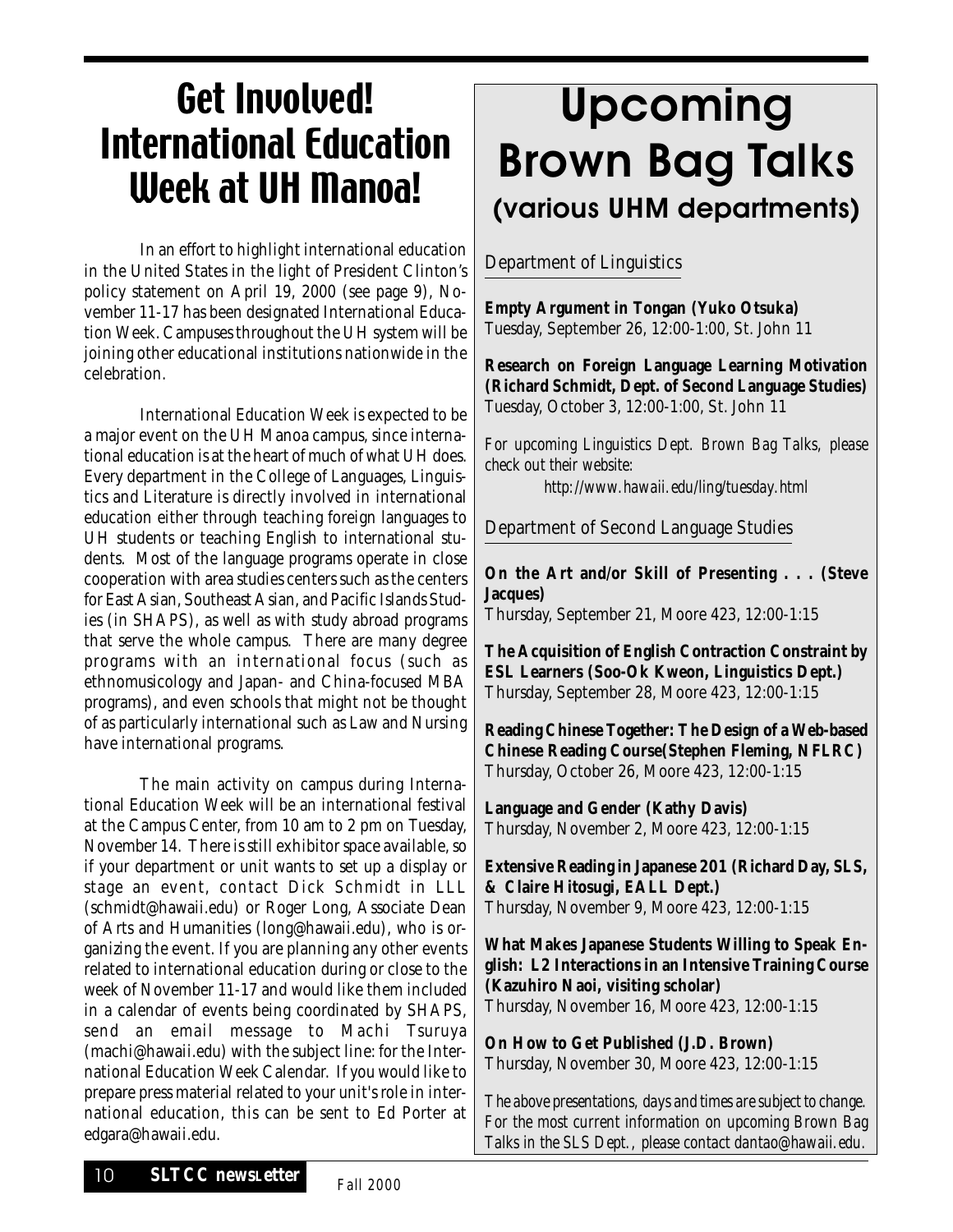# Get Involved! International Education Week at UH Manoa!

In an effort to highlight international education in the United States in the light of President Clinton's policy statement on April 19, 2000 (see page 9), November 11-17 has been designated International Education Week. Campuses throughout the UH system will be joining other educational institutions nationwide in the celebration.

International Education Week is expected to be a major event on the UH Manoa campus, since international education is at the heart of much of what UH does. Every department in the College of Languages, Linguistics and Literature is directly involved in international education either through teaching foreign languages to UH students or teaching English to international students. Most of the language programs operate in close cooperation with area studies centers such as the centers for East Asian, Southeast Asian, and Pacific Islands Studies (in SHAPS), as well as with study abroad programs that serve the whole campus. There are many degree programs with an international focus (such as ethnomusicology and Japan- and China-focused MBA programs), and even schools that might not be thought of as particularly international such as Law and Nursing have international programs.

The main activity on campus during International Education Week will be an international festival at the Campus Center, from 10 am to 2 pm on Tuesday, November 14. There is still exhibitor space available, so if your department or unit wants to set up a display or stage an event, contact Dick Schmidt in LLL (schmidt@hawaii.edu) or Roger Long, Associate Dean of Arts and Humanities (long@hawaii.edu), who is organizing the event. If you are planning any other events related to international education during or close to the week of November 11-17 and would like them included in a calendar of events being coordinated by SHAPS, send an email message to Machi Tsuruya (machi@hawaii.edu) with the subject line: for the International Education Week Calendar. If you would like to prepare press material related to your unit's role in international education, this can be sent to Ed Porter at edgara@hawaii.edu.

# Upcoming Brown Bag Talks

## (various UHM departments)

### Department of Linguistics

**Empty Argument in Tongan (Yuko Otsuka)**
Tuesday, September 26, 12:00-1:00, St. John 11

**Research on Foreign Language Learning Motivation (Richard Schmidt, Dept. of Second Language Studies)**
Tuesday, October 3, 12:00-1:00, St. John 11

*For upcoming Linguistics Dept. Brown Bag Talks, please check out their website:*
*http://www.hawaii.edu/ling/tuesday.html*

### Department of Second Language Studies

**On the Art and/or Skill of Presenting . . . (Steve Jacques)**
Thursday, September 21, Moore 423, 12:00-1:15

**The Acquisition of English Contraction Constraint by ESL Learners (Soo-Ok Kweon, Linguistics Dept.)**
Thursday, September 28, Moore 423, 12:00-1:15

**Reading Chinese Together: The Design of a Web-based Chinese Reading Course(Stephen Fleming, NFLRC)**
Thursday, October 26, Moore 423, 12:00-1:15

**Language and Gender (Kathy Davis)**
Thursday, November 2, Moore 423, 12:00-1:15

**Extensive Reading in Japanese 201 (Richard Day, SLS, & Claire Hitosugi, EALL Dept.)**
Thursday, November 9, Moore 423, 12:00-1:15

**What Makes Japanese Students Willing to Speak English: L2 Interactions in an Intensive Training Course (Kazuhiro Naoi, visiting scholar)**
Thursday, November 16, Moore 423, 12:00-1:15

**On How to Get Published (J.D. Brown)**
Thursday, November 30, Moore 423, 12:00-1:15

*The above presentations, days and times are subject to change. For the most current information on upcoming Brown Bag Talks in the SLS Dept., please contact dantao@hawaii.edu.*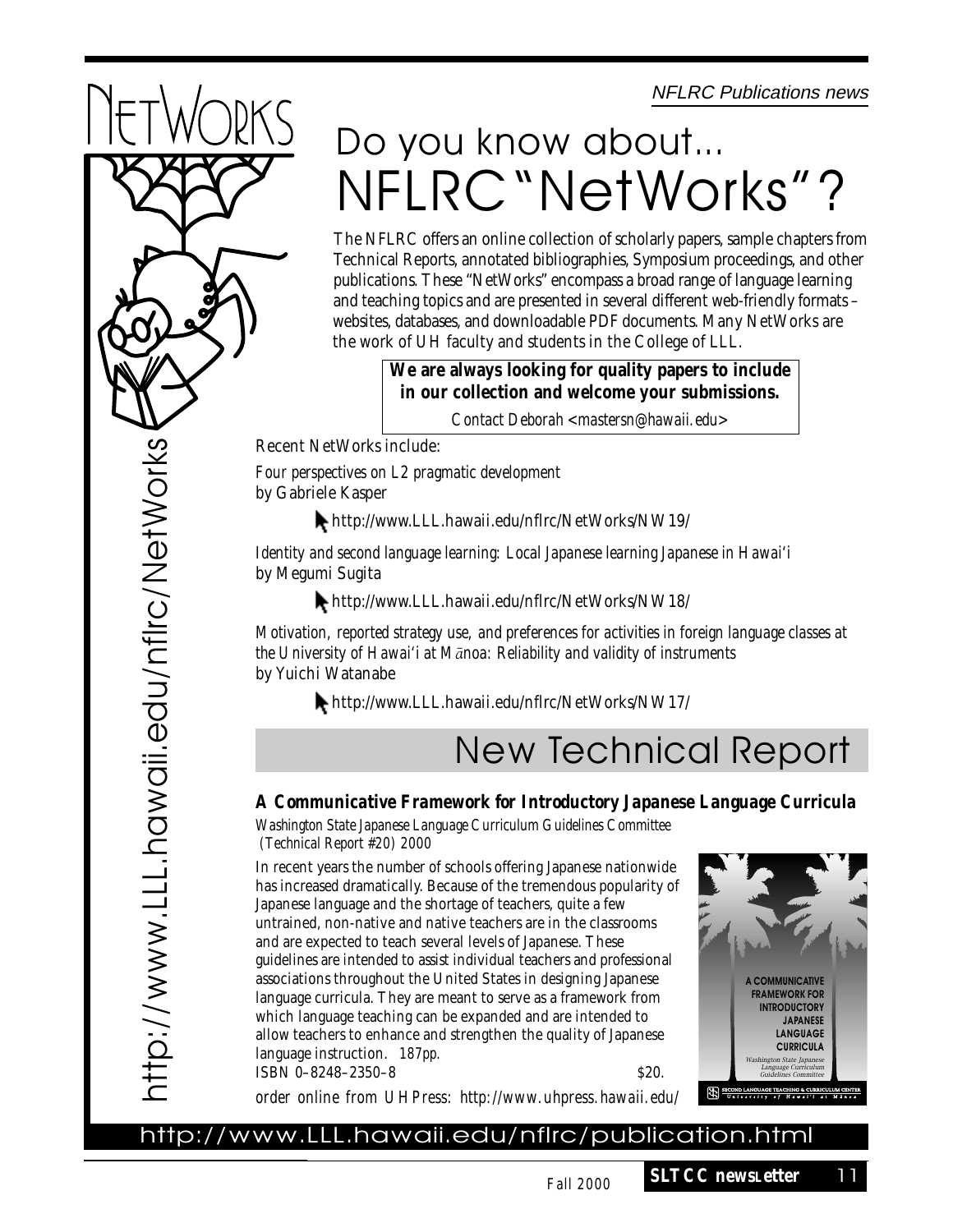NFLRC Publications news

# Do you know about... NFLRC "NetWorks"?

The NFLRC offers an online collection of scholarly papers, sample chapters from Technical Reports, annotated bibliographies, Symposium proceedings, and other publications. These "NetWorks" encompass a broad range of language learning and teaching topics and are presented in several different web-friendly formats – websites, databases, and downloadable PDF documents. Many NetWorks are the work of UH faculty and students in the College of LLL.

**We are always looking for quality papers to include in our collection and welcome your submissions.**

*Contact Deborah <mastersn@hawaii.edu>*

Recent NetWorks include:

*Four perspectives on L2 pragmatic development*
by Gabriele Kasper

http://www.LLL.hawaii.edu/nflrc/NetWorks/NW19/

*Identity and second language learning: Local Japanese learning Japanese in Hawai'i*
by Megumi Sugita

http://www.LLL.hawaii.edu/nflrc/NetWorks/NW18/

*Motivation, reported strategy use, and preferences for activities in foreign language classes at the University of Hawai'i at Mānoa: Reliability and validity of instruments*
by Yuichi Watanabe

http://www.LLL.hawaii.edu/nflrc/NetWorks/NW17/

http://www.LLL.hawaii.edu/nflrc/NetWorks

## New Technical Report

### A Communicative Framework for Introductory Japanese Language Curricula

*Washington State Japanese Language Curriculum Guidelines Committee (Technical Report #20) 2000*

In recent years the number of schools offering Japanese nationwide has increased dramatically. Because of the tremendous popularity of Japanese language and the shortage of teachers, quite a few untrained, non-native and native teachers are in the classrooms and are expected to teach several levels of Japanese. These guidelines are intended to assist individual teachers and professional associations throughout the United States in designing Japanese language curricula. They are meant to serve as a framework from which language teaching can be expanded and are intended to allow teachers to enhance and strengthen the quality of Japanese language instruction. *187pp.*

ISBN 0–8248–2350–8 $20.

*order online from UHPress: http://www.uhpress.hawaii.edu/*

http://www.LLL.hawaii.edu/nflrc/publication.html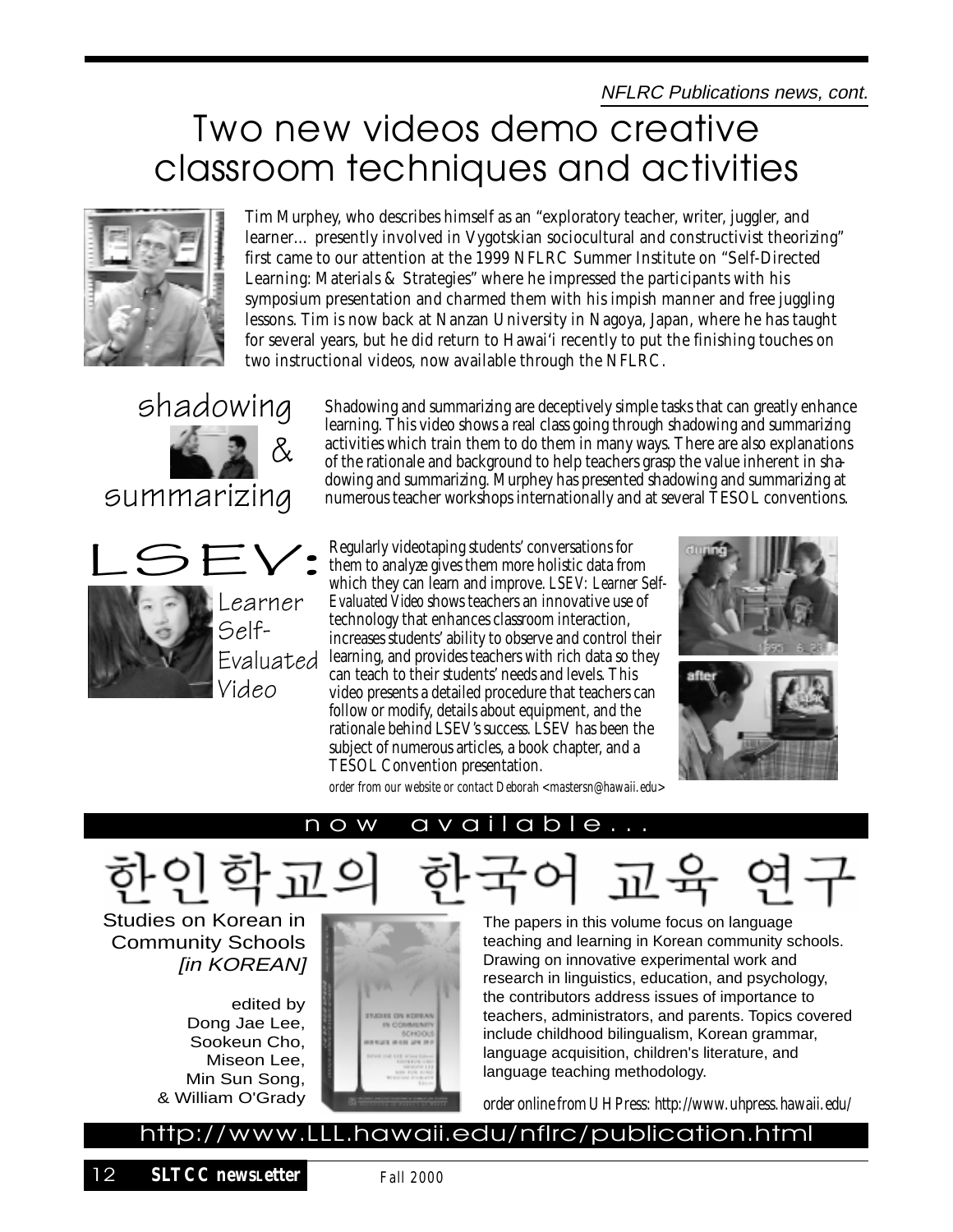NFLRC Publications news, cont.

# Two new videos demo creative classroom techniques and activities

Tim Murphey, who describes himself as an "exploratory teacher, writer, juggler, and learner… presently involved in Vygotskian sociocultural and constructivist theorizing" first came to our attention at the 1999 NFLRC Summer Institute on "Self-Directed Learning: Materials & Strategies" where he impressed the participants with his symposium presentation and charmed them with his impish manner and free juggling lessons. Tim is now back at Nanzan University in Nagoya, Japan, where he has taught for several years, but he did return to Hawai'i recently to put the finishing touches on two instructional videos, now available through the NFLRC.

## shadowing & summarizing

Shadowing and summarizing are deceptively simple tasks that can greatly enhance learning. This video shows a real class going through shadowing and summarizing activities which train them to do them in many ways. There are also explanations of the rationale and background to help teachers grasp the value inherent in shadowing and summarizing. Murphey has presented shadowing and summarizing at numerous teacher workshops internationally and at several TESOL conventions.

## LSEV: Learner Self-Evaluated Video

Regularly videotaping students' conversations for them to analyze gives them more holistic data from which they can learn and improve. *LSEV: Learner Self-Evaluated Video* shows teachers an innovative use of technology that enhances classroom interaction, increases students' ability to observe and control their learning, and provides teachers with rich data so they can teach to their students' needs and levels. This video presents a detailed procedure that teachers can follow or modify, details about equipment, and the rationale behind LSEV's success. LSEV has been the subject of numerous articles, a book chapter, and a TESOL Convention presentation.

*order from our website or contact Deborah <mastersn@hawaii.edu>*

## now available...

# 한인학교의 한국어 교육 연구

Studies on Korean in Community Schools *[in KOREAN]*

edited by Dong Jae Lee, Sookeun Cho, Miseon Lee, Min Sun Song, & William O'Grady

The papers in this volume focus on language teaching and learning in Korean community schools. Drawing on innovative experimental work and research in linguistics, education, and psychology, the contributors address issues of importance to teachers, administrators, and parents. Topics covered include childhood bilingualism, Korean grammar, language acquisition, children's literature, and language teaching methodology.

*order online from UH Press: http://www.uhpress.hawaii.edu/*

http://www.LLL.hawaii.edu/nflrc/publication.html